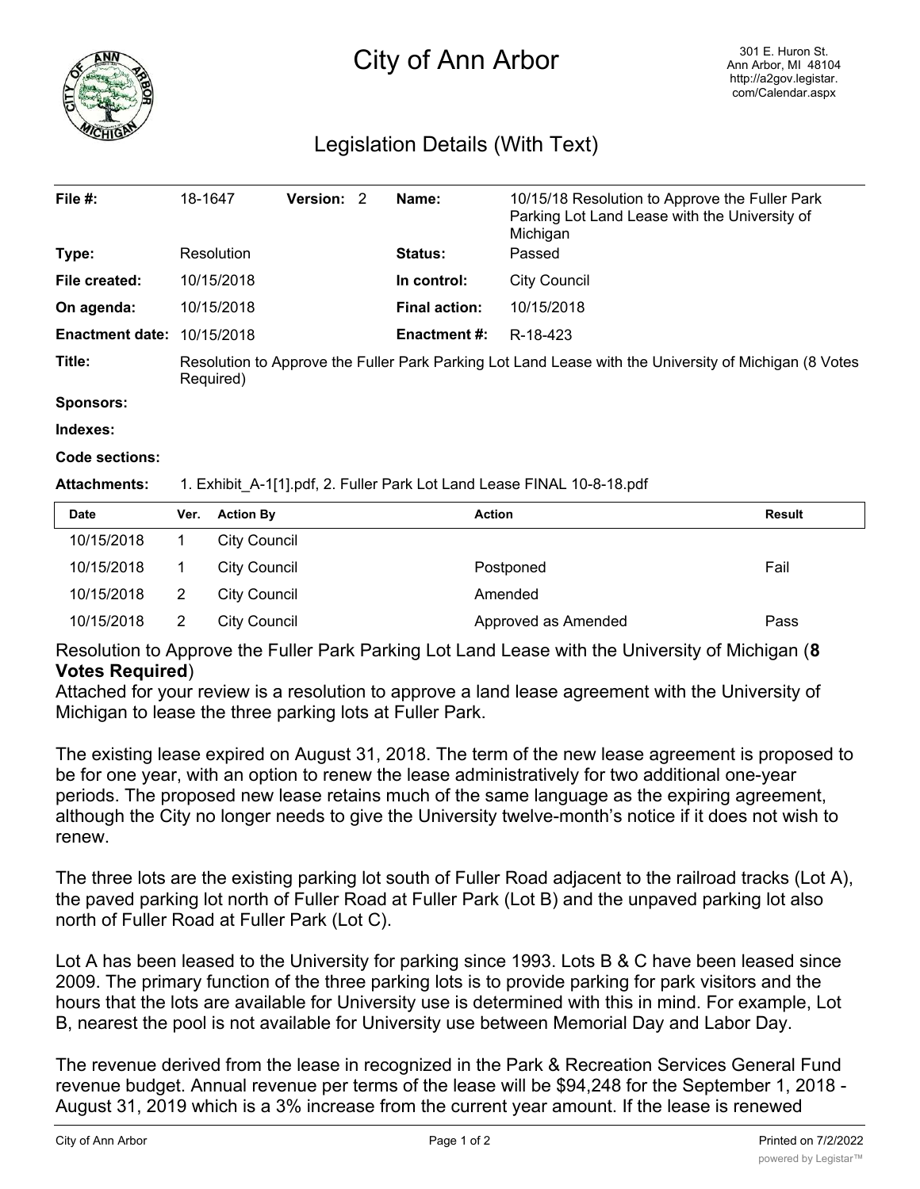# City of Ann Arbor

301 E. Huron St.
Ann Arbor, MI 48104
http://a2gov.legistar.com/Calendar.aspx

## Legislation Details (With Text)

| | | | | | |
|---|---|---|---|---|---|
| **File #:** | 18-1647 | **Version:** 2 | | **Name:** | 10/15/18 Resolution to Approve the Fuller Park Parking Lot Land Lease with the University of Michigan |
| **Type:** | Resolution | | | **Status:** | Passed |
| **File created:** | 10/15/2018 | | | **In control:** | City Council |
| **On agenda:** | 10/15/2018 | | | **Final action:** | 10/15/2018 |
| **Enactment date:** | 10/15/2018 | | | **Enactment #:** | R-18-423 |

**Title:** Resolution to Approve the Fuller Park Parking Lot Land Lease with the University of Michigan (8 Votes Required)

**Sponsors:**

**Indexes:**

**Code sections:**

**Attachments:** 1. Exhibit_A-1[1].pdf, 2. Fuller Park Lot Land Lease FINAL 10-8-18.pdf

| Date | Ver. | Action By | Action | Result |
|---|---|---|---|---|
| 10/15/2018 | 1 | City Council | | |
| 10/15/2018 | 1 | City Council | Postponed | Fail |
| 10/15/2018 | 2 | City Council | Amended | |
| 10/15/2018 | 2 | City Council | Approved as Amended | Pass |

Resolution to Approve the Fuller Park Parking Lot Land Lease with the University of Michigan (**8 Votes Required**)

Attached for your review is a resolution to approve a land lease agreement with the University of Michigan to lease the three parking lots at Fuller Park.

The existing lease expired on August 31, 2018. The term of the new lease agreement is proposed to be for one year, with an option to renew the lease administratively for two additional one-year periods. The proposed new lease retains much of the same language as the expiring agreement, although the City no longer needs to give the University twelve-month's notice if it does not wish to renew.

The three lots are the existing parking lot south of Fuller Road adjacent to the railroad tracks (Lot A), the paved parking lot north of Fuller Road at Fuller Park (Lot B) and the unpaved parking lot also north of Fuller Road at Fuller Park (Lot C).

Lot A has been leased to the University for parking since 1993. Lots B & C have been leased since 2009. The primary function of the three parking lots is to provide parking for park visitors and the hours that the lots are available for University use is determined with this in mind. For example, Lot B, nearest the pool is not available for University use between Memorial Day and Labor Day.

The revenue derived from the lease in recognized in the Park & Recreation Services General Fund revenue budget. Annual revenue per terms of the lease will be $94,248 for the September 1, 2018 - August 31, 2019 which is a 3% increase from the current year amount. If the lease is renewed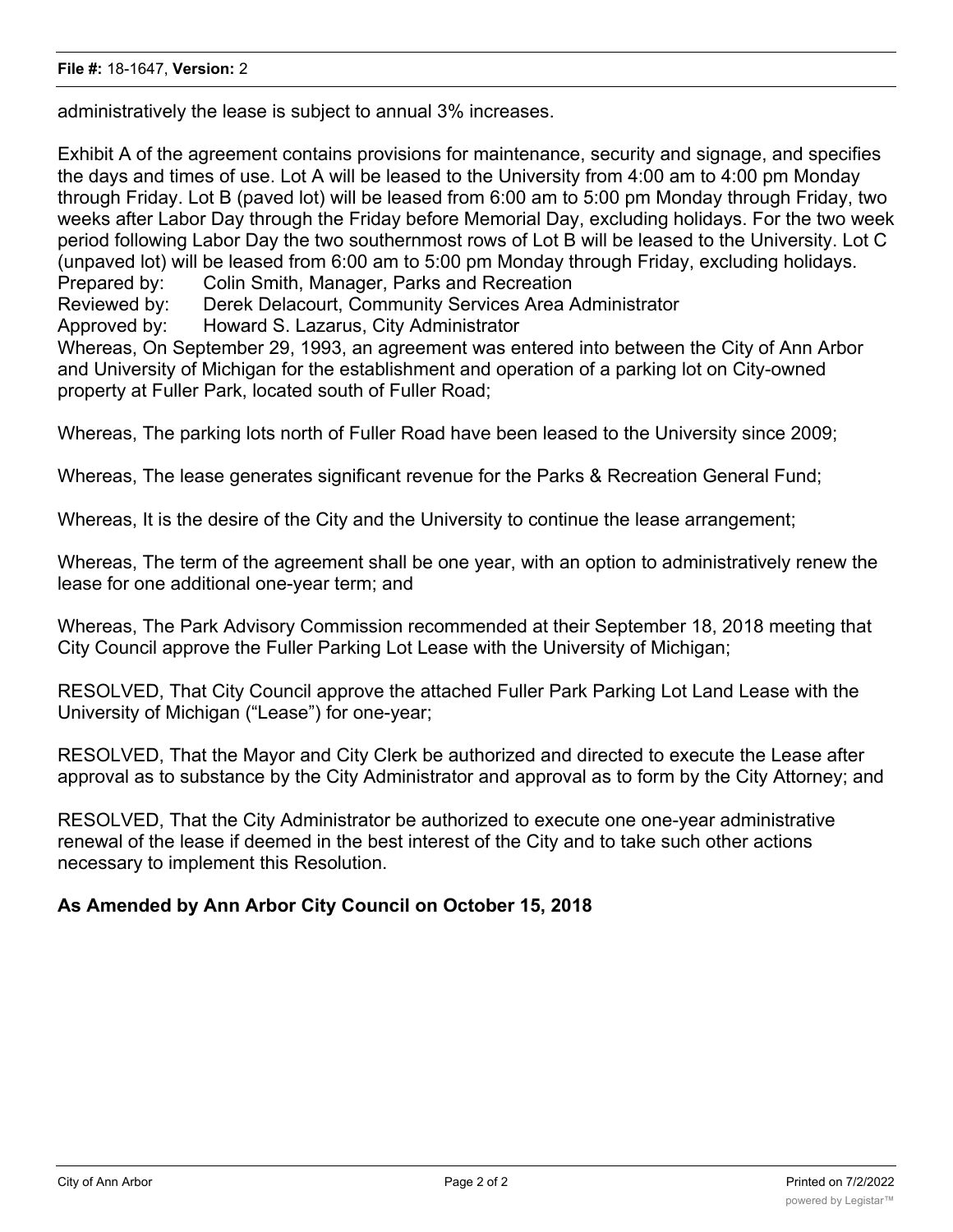administratively the lease is subject to annual 3% increases.

Exhibit A of the agreement contains provisions for maintenance, security and signage, and specifies the days and times of use. Lot A will be leased to the University from 4:00 am to 4:00 pm Monday through Friday. Lot B (paved lot) will be leased from 6:00 am to 5:00 pm Monday through Friday, two weeks after Labor Day through the Friday before Memorial Day, excluding holidays. For the two week period following Labor Day the two southernmost rows of Lot B will be leased to the University. Lot C (unpaved lot) will be leased from 6:00 am to 5:00 pm Monday through Friday, excluding holidays.

Prepared by: Colin Smith, Manager, Parks and Recreation
Reviewed by: Derek Delacourt, Community Services Area Administrator
Approved by: Howard S. Lazarus, City Administrator

Whereas, On September 29, 1993, an agreement was entered into between the City of Ann Arbor and University of Michigan for the establishment and operation of a parking lot on City-owned property at Fuller Park, located south of Fuller Road;

Whereas, The parking lots north of Fuller Road have been leased to the University since 2009;

Whereas, The lease generates significant revenue for the Parks & Recreation General Fund;

Whereas, It is the desire of the City and the University to continue the lease arrangement;

Whereas, The term of the agreement shall be one year, with an option to administratively renew the lease for one additional one-year term; and

Whereas, The Park Advisory Commission recommended at their September 18, 2018 meeting that City Council approve the Fuller Parking Lot Lease with the University of Michigan;

RESOLVED, That City Council approve the attached Fuller Park Parking Lot Land Lease with the University of Michigan ("Lease") for one-year;

RESOLVED, That the Mayor and City Clerk be authorized and directed to execute the Lease after approval as to substance by the City Administrator and approval as to form by the City Attorney; and

RESOLVED, That the City Administrator be authorized to execute one one-year administrative renewal of the lease if deemed in the best interest of the City and to take such other actions necessary to implement this Resolution.

**As Amended by Ann Arbor City Council on October 15, 2018**